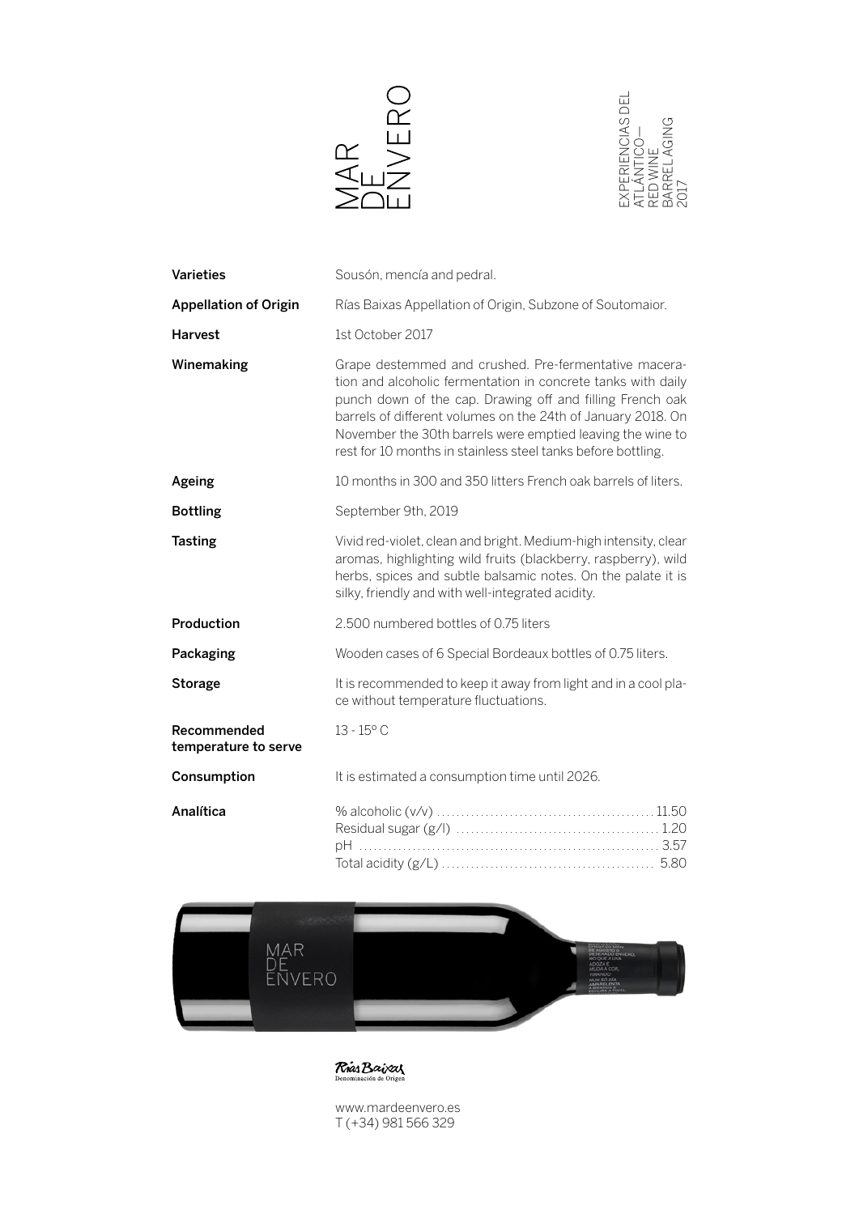# MAR DE ENVERO

EXPERIENCIAS DEL ATLÁNTICO—
RED WINE
BARREL AGING
2017

| | |
|---|---|
| **Varieties** | Sousón, mencía and pedral. |
| **Appellation of Origin** | Rías Baixas Appellation of Origin, Subzone of Soutomaior. |
| **Harvest** | 1st October 2017 |
| **Winemaking** | Grape destemmed and crushed. Pre-fermentative maceration and alcoholic fermentation in concrete tanks with daily punch down of the cap. Drawing off and filling French oak barrels of different volumes on the 24th of January 2018. On November the 30th barrels were emptied leaving the wine to rest for 10 months in stainless steel tanks before bottling. |
| **Ageing** | 10 months in 300 and 350 litters French oak barrels of liters. |
| **Bottling** | September 9th, 2019 |
| **Tasting** | Vivid red-violet, clean and bright. Medium-high intensity, clear aromas, highlighting wild fruits (blackberry, raspberry), wild herbs, spices and subtle balsamic notes. On the palate it is silky, friendly and with well-integrated acidity. |
| **Production** | 2.500 numbered bottles of 0.75 liters |
| **Packaging** | Wooden cases of 6 Special Bordeaux bottles of 0.75 liters. |
| **Storage** | It is recommended to keep it away from light and in a cool place without temperature fluctuations. |
| **Recommended temperature to serve** | 13 - 15º C |
| **Consumption** | It is estimated a consumption time until 2026. |

**Analítica**

| | |
|---|---|
| % alcoholic (v/v) | 11.50 |
| Residual sugar (g/l) | 1.20 |
| pH | 3.57 |
| Total acidity (g/L) | 5.80 |

Rías Baixas
Denominación de Origen

www.mardeenvero.es
T (+34) 981 566 329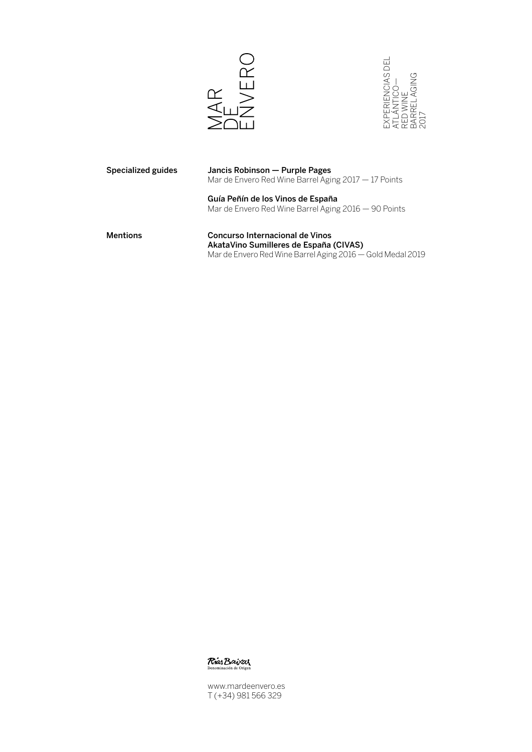MAR
DE
ENVERO

EXPERIENCIAS DEL
ATLÁNTICO—
RED WINE
BARREL AGING
2017

**Specialized guides**

**Jancis Robinson — Purple Pages**
Mar de Envero Red Wine Barrel Aging 2017 — 17 Points

**Guía Peñín de los Vinos de España**
Mar de Envero Red Wine Barrel Aging 2016 — 90 Points

**Mentions**

**Concurso Internacional de Vinos**
**AkataVino Sumilleres de España (CIVAS)**
Mar de Envero Red Wine Barrel Aging 2016 — Gold Medal 2019

Rías Baixas
Denominación de Origen

www.mardeenvero.es
T (+34) 981 566 329